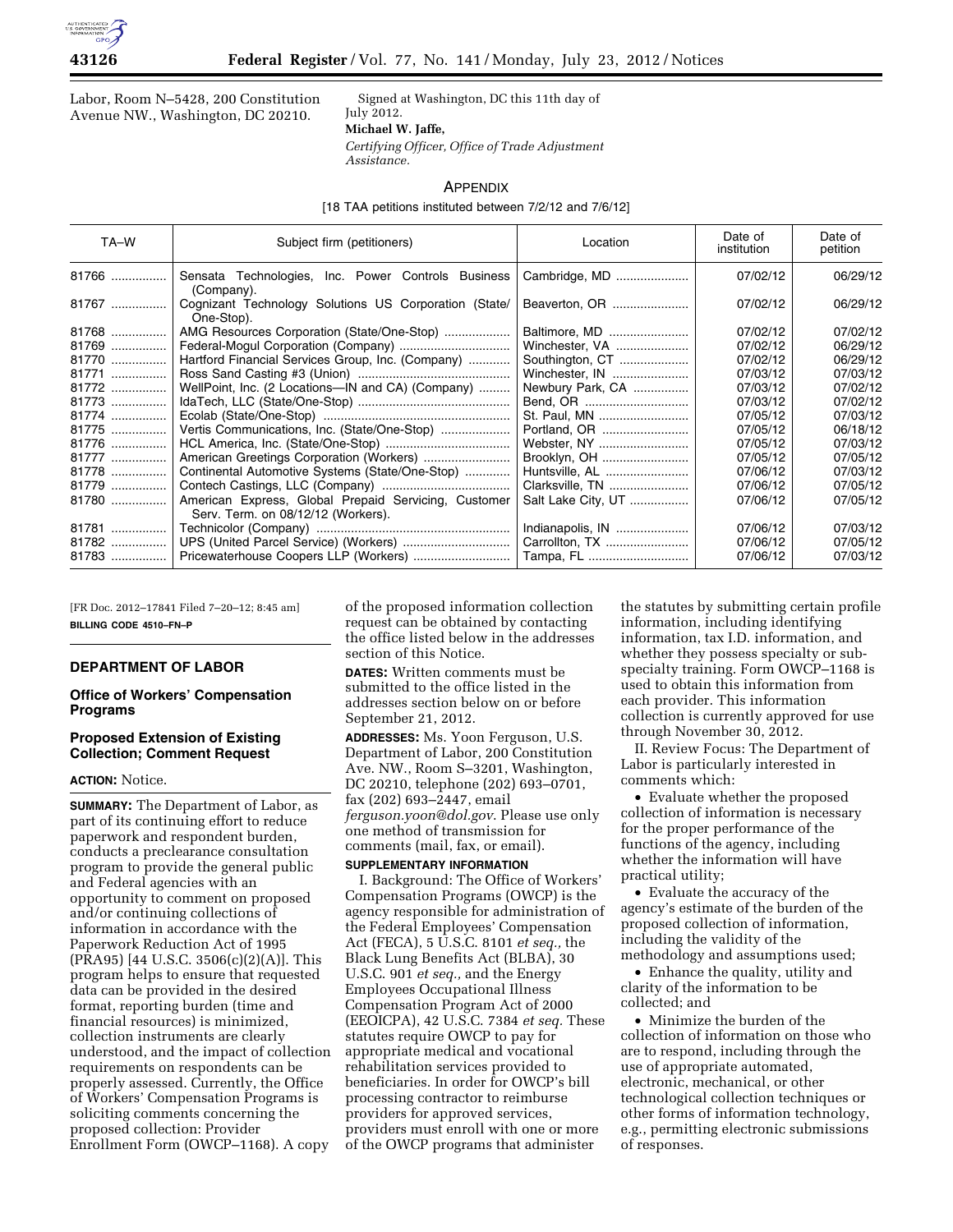Labor, Room N–5428, 200 Constitution Avenue NW., Washington, DC 20210.

Signed at Washington, DC this 11th day of July 2012.

**Michael W. Jaffe,**

*Certifying Officer, Office of Trade Adjustment Assistance.*

## APPENDIX

[18 TAA petitions instituted between 7/2/12 and 7/6/12]

| TA–W | Subject firm (petitioners) | Location | Date of institution | Date of petition |
|---|---|---|---|---|
| 81766 | Sensata Technologies, Inc. Power Controls Business (Company). | Cambridge, MD | 07/02/12 | 06/29/12 |
| 81767 | Cognizant Technology Solutions US Corporation (State/One-Stop). | Beaverton, OR | 07/02/12 | 06/29/12 |
| 81768 | AMG Resources Corporation (State/One-Stop) | Baltimore, MD | 07/02/12 | 07/02/12 |
| 81769 | Federal-Mogul Corporation (Company) | Winchester, VA | 07/02/12 | 06/29/12 |
| 81770 | Hartford Financial Services Group, Inc. (Company) | Southington, CT | 07/02/12 | 06/29/12 |
| 81771 | Ross Sand Casting #3 (Union) | Winchester, IN | 07/03/12 | 07/03/12 |
| 81772 | WellPoint, Inc. (2 Locations—IN and CA) (Company) | Newbury Park, CA | 07/03/12 | 07/02/12 |
| 81773 | IdaTech, LLC (State/One-Stop) | Bend, OR | 07/03/12 | 07/02/12 |
| 81774 | Ecolab (State/One-Stop) | St. Paul, MN | 07/05/12 | 07/03/12 |
| 81775 | Vertis Communications, Inc. (State/One-Stop) | Portland, OR | 07/05/12 | 06/18/12 |
| 81776 | HCL America, Inc. (State/One-Stop) | Webster, NY | 07/05/12 | 07/03/12 |
| 81777 | American Greetings Corporation (Workers) | Brooklyn, OH | 07/05/12 | 07/05/12 |
| 81778 | Continental Automotive Systems (State/One-Stop) | Huntsville, AL | 07/06/12 | 07/03/12 |
| 81779 | Contech Castings, LLC (Company) | Clarksville, TN | 07/06/12 | 07/05/12 |
| 81780 | American Express, Global Prepaid Servicing, Customer Serv. Term. on 08/12/12 (Workers). | Salt Lake City, UT | 07/06/12 | 07/05/12 |
| 81781 | Technicolor (Company) | Indianapolis, IN | 07/06/12 | 07/03/12 |
| 81782 | UPS (United Parcel Service) (Workers) | Carrollton, TX | 07/06/12 | 07/05/12 |
| 81783 | Pricewaterhouse Coopers LLP (Workers) | Tampa, FL | 07/06/12 | 07/03/12 |

[FR Doc. 2012–17841 Filed 7–20–12; 8:45 am]

**BILLING CODE 4510–FN–P**

## DEPARTMENT OF LABOR

### Office of Workers' Compensation Programs

### Proposed Extension of Existing Collection; Comment Request

**ACTION:** Notice.

**SUMMARY:** The Department of Labor, as part of its continuing effort to reduce paperwork and respondent burden, conducts a preclearance consultation program to provide the general public and Federal agencies with an opportunity to comment on proposed and/or continuing collections of information in accordance with the Paperwork Reduction Act of 1995 (PRA95) [44 U.S.C. 3506(c)(2)(A)]. This program helps to ensure that requested data can be provided in the desired format, reporting burden (time and financial resources) is minimized, collection instruments are clearly understood, and the impact of collection requirements on respondents can be properly assessed. Currently, the Office of Workers' Compensation Programs is soliciting comments concerning the proposed collection: Provider Enrollment Form (OWCP–1168). A copy of the proposed information collection request can be obtained by contacting the office listed below in the addresses section of this Notice.

**DATES:** Written comments must be submitted to the office listed in the addresses section below on or before September 21, 2012.

**ADDRESSES:** Ms. Yoon Ferguson, U.S. Department of Labor, 200 Constitution Ave. NW., Room S–3201, Washington, DC 20210, telephone (202) 693–0701, fax (202) 693–2447, email *ferguson.yoon@dol.gov*. Please use only one method of transmission for comments (mail, fax, or email).

**SUPPLEMENTARY INFORMATION**

I. Background: The Office of Workers' Compensation Programs (OWCP) is the agency responsible for administration of the Federal Employees' Compensation Act (FECA), 5 U.S.C. 8101 *et seq.,* the Black Lung Benefits Act (BLBA), 30 U.S.C. 901 *et seq.,* and the Energy Employees Occupational Illness Compensation Program Act of 2000 (EEOICPA), 42 U.S.C. 7384 *et seq.* These statutes require OWCP to pay for appropriate medical and vocational rehabilitation services provided to beneficiaries. In order for OWCP's bill processing contractor to reimburse providers for approved services, providers must enroll with one or more of the OWCP programs that administer the statutes by submitting certain profile information, including identifying information, tax I.D. information, and whether they possess specialty or sub-specialty training. Form OWCP–1168 is used to obtain this information from each provider. This information collection is currently approved for use through November 30, 2012.

II. Review Focus: The Department of Labor is particularly interested in comments which:

- Evaluate whether the proposed collection of information is necessary for the proper performance of the functions of the agency, including whether the information will have practical utility;
- Evaluate the accuracy of the agency's estimate of the burden of the proposed collection of information, including the validity of the methodology and assumptions used;
- Enhance the quality, utility and clarity of the information to be collected; and
- Minimize the burden of the collection of information on those who are to respond, including through the use of appropriate automated, electronic, mechanical, or other technological collection techniques or other forms of information technology, e.g., permitting electronic submissions of responses.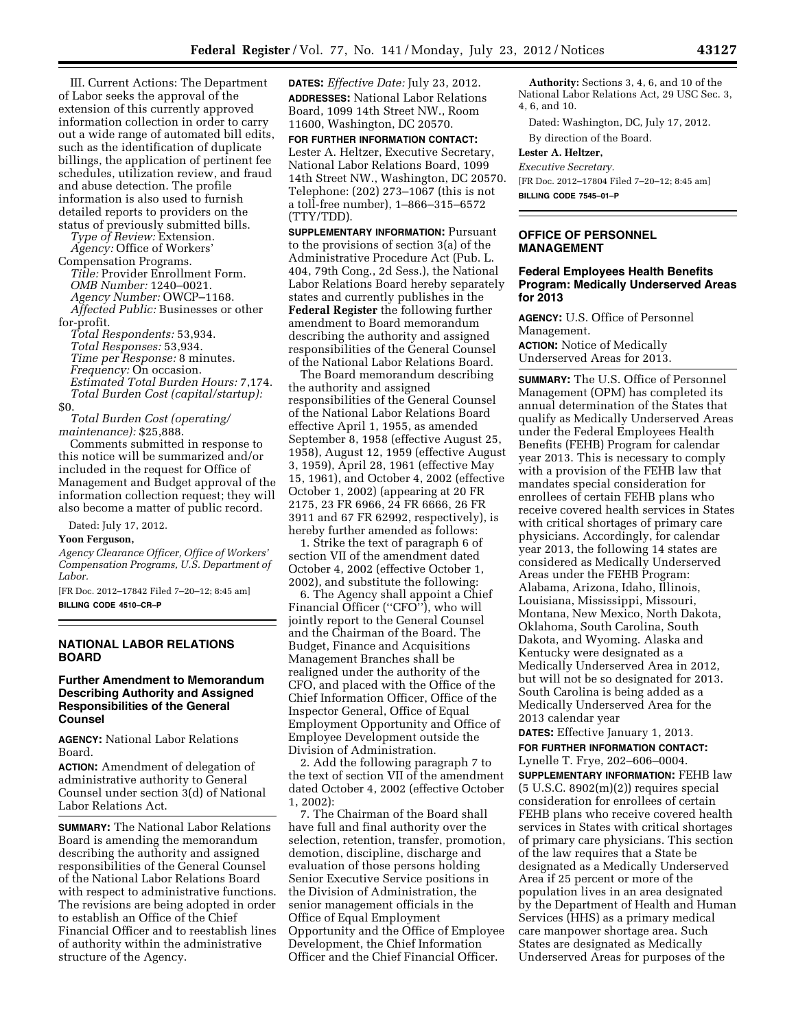III. Current Actions: The Department of Labor seeks the approval of the extension of this currently approved information collection in order to carry out a wide range of automated bill edits, such as the identification of duplicate billings, the application of pertinent fee schedules, utilization review, and fraud and abuse detection. The profile information is also used to furnish detailed reports to providers on the status of previously submitted bills.

*Type of Review:* Extension.

*Agency:* Office of Workers' Compensation Programs.

*Title:* Provider Enrollment Form.

*OMB Number:* 1240–0021.

*Agency Number:* OWCP–1168.

*Affected Public:* Businesses or other for-profit.

*Total Respondents:* 53,934.

*Total Responses:* 53,934.

*Time per Response:* 8 minutes.

*Frequency:* On occasion.

*Estimated Total Burden Hours:* 7,174.

*Total Burden Cost (capital/startup):* $0.

*Total Burden Cost (operating/maintenance):* $25,888.

Comments submitted in response to this notice will be summarized and/or included in the request for Office of Management and Budget approval of the information collection request; they will also become a matter of public record.

Dated: July 17, 2012.

**Yoon Ferguson,**

*Agency Clearance Officer, Office of Workers' Compensation Programs, U.S. Department of Labor.*

[FR Doc. 2012–17842 Filed 7–20–12; 8:45 am]

**BILLING CODE 4510–CR–P**

## NATIONAL LABOR RELATIONS BOARD

### Further Amendment to Memorandum Describing Authority and Assigned Responsibilities of the General Counsel

**AGENCY:** National Labor Relations Board.

**ACTION:** Amendment of delegation of administrative authority to General Counsel under section 3(d) of National Labor Relations Act.

**SUMMARY:** The National Labor Relations Board is amending the memorandum describing the authority and assigned responsibilities of the General Counsel of the National Labor Relations Board with respect to administrative functions. The revisions are being adopted in order to establish an Office of the Chief Financial Officer and to reestablish lines of authority within the administrative structure of the Agency.

**DATES:** *Effective Date:* July 23, 2012.

**ADDRESSES:** National Labor Relations Board, 1099 14th Street NW., Room 11600, Washington, DC 20570.

**FOR FURTHER INFORMATION CONTACT:** Lester A. Heltzer, Executive Secretary, National Labor Relations Board, 1099 14th Street NW., Washington, DC 20570. Telephone: (202) 273–1067 (this is not a toll-free number), 1–866–315–6572 (TTY/TDD).

**SUPPLEMENTARY INFORMATION:** Pursuant to the provisions of section 3(a) of the Administrative Procedure Act (Pub. L. 404, 79th Cong., 2d Sess.), the National Labor Relations Board hereby separately states and currently publishes in the **Federal Register** the following further amendment to Board memorandum describing the authority and assigned responsibilities of the General Counsel of the National Labor Relations Board.

The Board memorandum describing the authority and assigned responsibilities of the General Counsel of the National Labor Relations Board effective April 1, 1955, as amended September 8, 1958 (effective August 25, 1958), August 12, 1959 (effective August 3, 1959), April 28, 1961 (effective May 15, 1961), and October 4, 2002 (effective October 1, 2002) (appearing at 20 FR 2175, 23 FR 6966, 24 FR 6666, 26 FR 3911 and 67 FR 62992, respectively), is hereby further amended as follows:

1. Strike the text of paragraph 6 of section VII of the amendment dated October 4, 2002 (effective October 1, 2002), and substitute the following:

6. The Agency shall appoint a Chief Financial Officer (''CFO''), who will jointly report to the General Counsel and the Chairman of the Board. The Budget, Finance and Acquisitions Management Branches shall be realigned under the authority of the CFO, and placed with the Office of the Chief Information Officer, Office of the Inspector General, Office of Equal Employment Opportunity and Office of Employee Development outside the Division of Administration.

2. Add the following paragraph 7 to the text of section VII of the amendment dated October 4, 2002 (effective October 1, 2002):

7. The Chairman of the Board shall have full and final authority over the selection, retention, transfer, promotion, demotion, discipline, discharge and evaluation of those persons holding Senior Executive Service positions in the Division of Administration, the senior management officials in the Office of Equal Employment Opportunity and the Office of Employee Development, the Chief Information Officer and the Chief Financial Officer.

**Authority:** Sections 3, 4, 6, and 10 of the National Labor Relations Act, 29 USC Sec. 3, 4, 6, and 10.

Dated: Washington, DC, July 17, 2012.

By direction of the Board.

**Lester A. Heltzer,**

*Executive Secretary.*

[FR Doc. 2012–17804 Filed 7–20–12; 8:45 am]

**BILLING CODE 7545–01–P**

## OFFICE OF PERSONNEL MANAGEMENT

### Federal Employees Health Benefits Program: Medically Underserved Areas for 2013

**AGENCY:** U.S. Office of Personnel Management.

**ACTION:** Notice of Medically Underserved Areas for 2013.

**SUMMARY:** The U.S. Office of Personnel Management (OPM) has completed its annual determination of the States that qualify as Medically Underserved Areas under the Federal Employees Health Benefits (FEHB) Program for calendar year 2013. This is necessary to comply with a provision of the FEHB law that mandates special consideration for enrollees of certain FEHB plans who receive covered health services in States with critical shortages of primary care physicians. Accordingly, for calendar year 2013, the following 14 states are considered as Medically Underserved Areas under the FEHB Program: Alabama, Arizona, Idaho, Illinois, Louisiana, Mississippi, Missouri, Montana, New Mexico, North Dakota, Oklahoma, South Carolina, South Dakota, and Wyoming. Alaska and Kentucky were designated as a Medically Underserved Area in 2012, but will not be so designated for 2013. South Carolina is being added as a Medically Underserved Area for the 2013 calendar year

**DATES:** Effective January 1, 2013.

**FOR FURTHER INFORMATION CONTACT:** Lynelle T. Frye, 202–606–0004.

**SUPPLEMENTARY INFORMATION:** FEHB law (5 U.S.C. 8902(m)(2)) requires special consideration for enrollees of certain FEHB plans who receive covered health services in States with critical shortages of primary care physicians. This section of the law requires that a State be designated as a Medically Underserved Area if 25 percent or more of the population lives in an area designated by the Department of Health and Human Services (HHS) as a primary medical care manpower shortage area. Such States are designated as Medically Underserved Areas for purposes of the